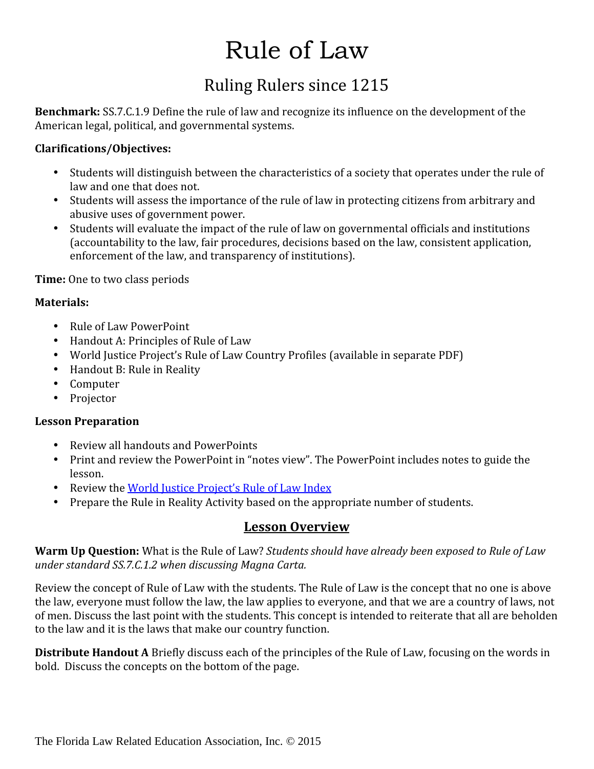# Rule of Law

## Ruling Rulers since 1215

**Benchmark:** SS.7.C.1.9 Define the rule of law and recognize its influence on the development of the American legal, political, and governmental systems.

**Clarifications/Objectives:**

- Students will distinguish between the characteristics of a society that operates under the rule of law and one that does not.
- Students will assess the importance of the rule of law in protecting citizens from arbitrary and abusive uses of government power.
- Students will evaluate the impact of the rule of law on governmental officials and institutions (accountability to the law, fair procedures, decisions based on the law, consistent application, enforcement of the law, and transparency of institutions).

**Time:** One to two class periods

**Materials:**

- Rule of Law PowerPoint
- Handout A: Principles of Rule of Law
- World Justice Project's Rule of Law Country Profiles (available in separate PDF)
- Handout B: Rule in Reality
- Computer
- Projector

**Lesson Preparation**

- Review all handouts and PowerPoints
- Print and review the PowerPoint in "notes view". The PowerPoint includes notes to guide the lesson.
- Review the World Justice Project's Rule of Law Index
- Prepare the Rule in Reality Activity based on the appropriate number of students.

### Lesson Overview

**Warm Up Question:** What is the Rule of Law? *Students should have already been exposed to Rule of Law under standard SS.7.C.1.2 when discussing Magna Carta.*

Review the concept of Rule of Law with the students. The Rule of Law is the concept that no one is above the law, everyone must follow the law, the law applies to everyone, and that we are a country of laws, not of men. Discuss the last point with the students. This concept is intended to reiterate that all are beholden to the law and it is the laws that make our country function.

**Distribute Handout A** Briefly discuss each of the principles of the Rule of Law, focusing on the words in bold. Discuss the concepts on the bottom of the page.

The Florida Law Related Education Association, Inc. © 2015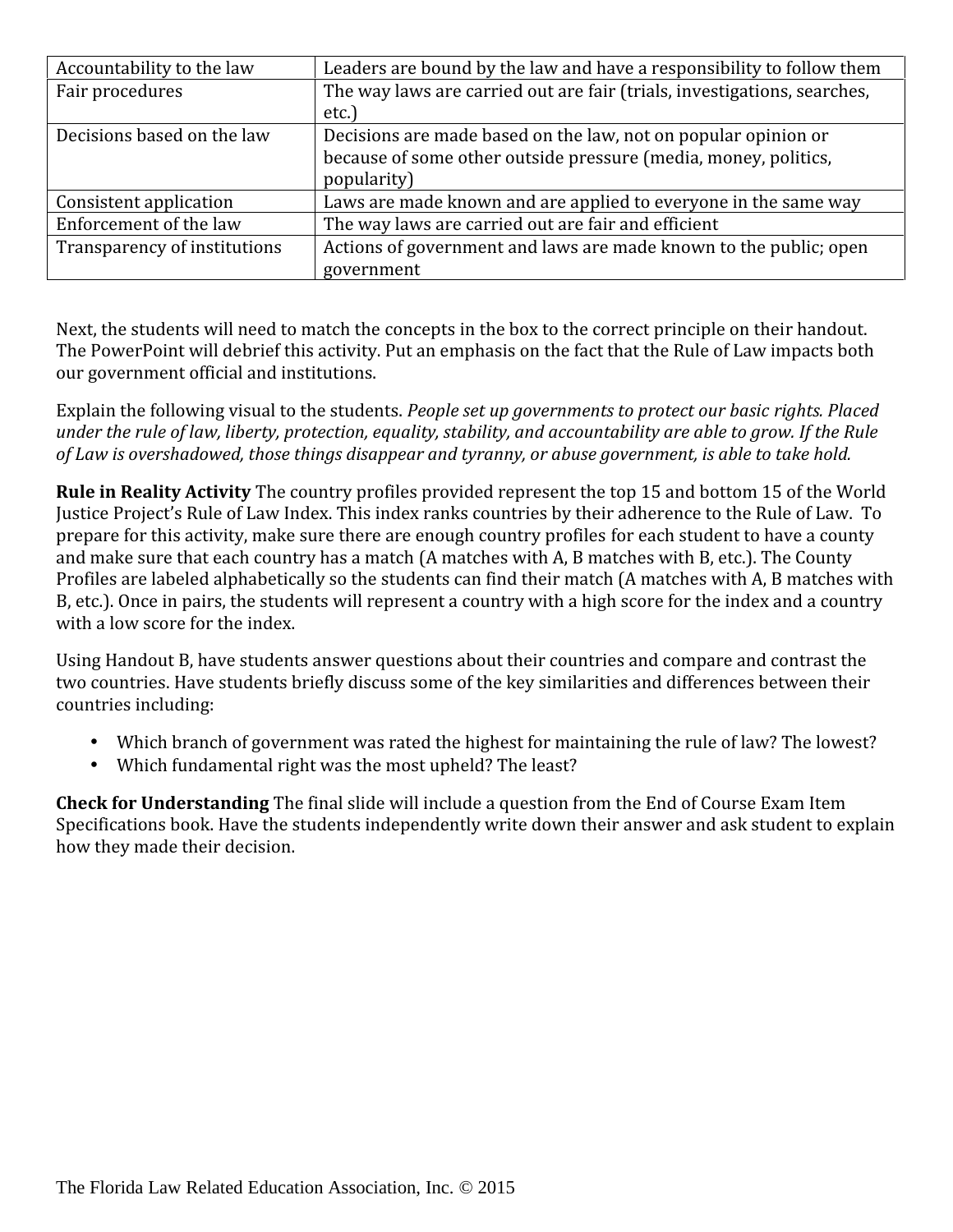| Accountability to the law | Leaders are bound by the law and have a responsibility to follow them |
|---|---|
| Fair procedures | The way laws are carried out are fair (trials, investigations, searches, etc.) |
| Decisions based on the law | Decisions are made based on the law, not on popular opinion or because of some other outside pressure (media, money, politics, popularity) |
| Consistent application | Laws are made known and are applied to everyone in the same way |
| Enforcement of the law | The way laws are carried out are fair and efficient |
| Transparency of institutions | Actions of government and laws are made known to the public; open government |

Next, the students will need to match the concepts in the box to the correct principle on their handout. The PowerPoint will debrief this activity. Put an emphasis on the fact that the Rule of Law impacts both our government official and institutions.

Explain the following visual to the students. *People set up governments to protect our basic rights. Placed under the rule of law, liberty, protection, equality, stability, and accountability are able to grow. If the Rule of Law is overshadowed, those things disappear and tyranny, or abuse government, is able to take hold.*

**Rule in Reality Activity** The country profiles provided represent the top 15 and bottom 15 of the World Justice Project's Rule of Law Index. This index ranks countries by their adherence to the Rule of Law. To prepare for this activity, make sure there are enough country profiles for each student to have a county and make sure that each country has a match (A matches with A, B matches with B, etc.). The County Profiles are labeled alphabetically so the students can find their match (A matches with A, B matches with B, etc.). Once in pairs, the students will represent a country with a high score for the index and a country with a low score for the index.

Using Handout B, have students answer questions about their countries and compare and contrast the two countries. Have students briefly discuss some of the key similarities and differences between their countries including:

- Which branch of government was rated the highest for maintaining the rule of law? The lowest?
- Which fundamental right was the most upheld? The least?

**Check for Understanding** The final slide will include a question from the End of Course Exam Item Specifications book. Have the students independently write down their answer and ask student to explain how they made their decision.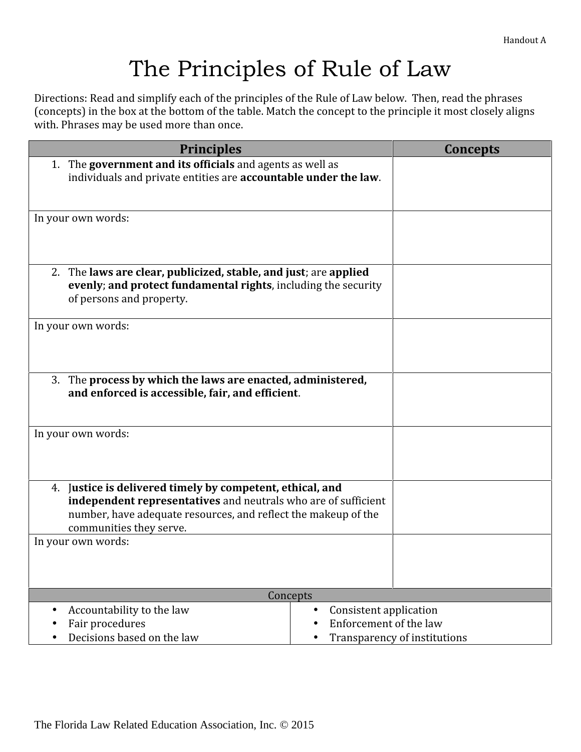Handout A

# The Principles of Rule of Law

Directions: Read and simplify each of the principles of the Rule of Law below. Then, read the phrases (concepts) in the box at the bottom of the table. Match the concept to the principle it most closely aligns with. Phrases may be used more than once.

| Principles | Concepts |
|---|---|
| 1. The **government and its officials** and agents as well as individuals and private entities are **accountable under the law**. | |
| In your own words: | |
| 2. The **laws are clear, publicized, stable, and just**; are **applied evenly**; **and protect fundamental rights**, including the security of persons and property. | |
| In your own words: | |
| 3. The **process by which the laws are enacted, administered, and enforced is accessible, fair, and efficient**. | |
| In your own words: | |
| 4. **Justice is delivered timely by competent, ethical, and independent representatives** and neutrals who are of sufficient number, have adequate resources, and reflect the makeup of the communities they serve. | |
| In your own words: | |

| Concepts | |
|---|---|
| • Accountability to the law<br>• Fair procedures<br>• Decisions based on the law | • Consistent application<br>• Enforcement of the law<br>• Transparency of institutions |

The Florida Law Related Education Association, Inc. © 2015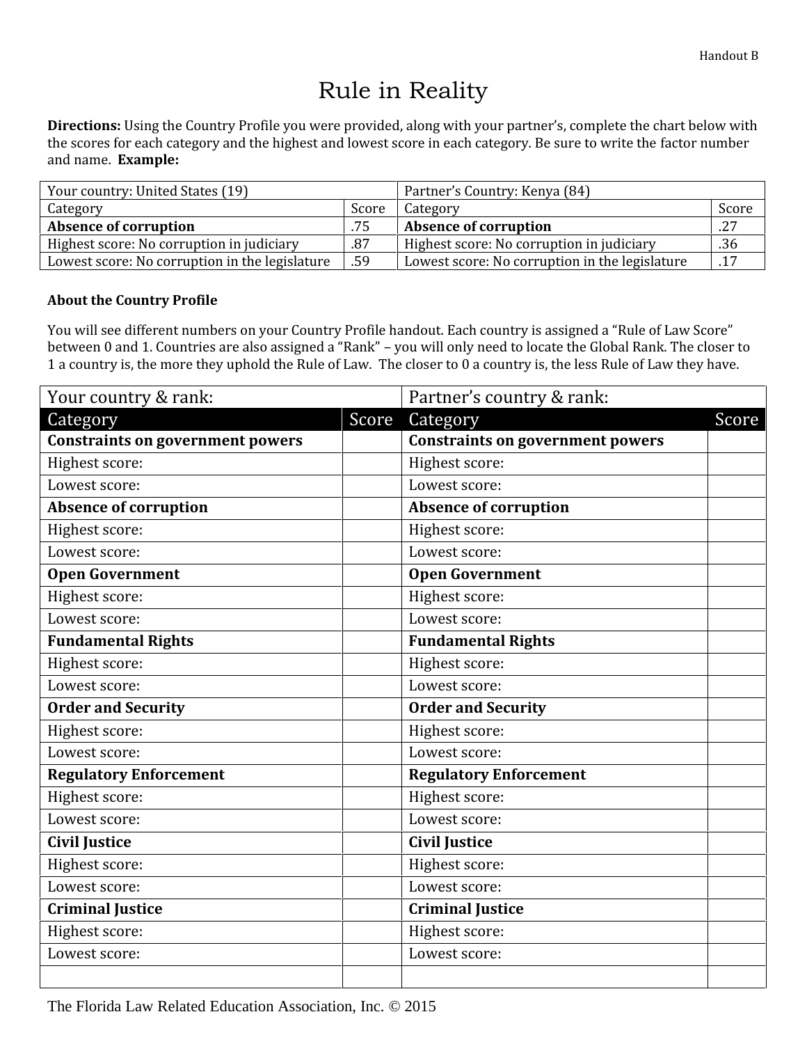Handout B

# Rule in Reality

**Directions:** Using the Country Profile you were provided, along with your partner's, complete the chart below with the scores for each category and the highest and lowest score in each category. Be sure to write the factor number and name. **Example:**

| Your country: United States (19) | | Partner's Country: Kenya (84) | |
|---|---|---|---|
| Category | Score | Category | Score |
| **Absence of corruption** | .75 | **Absence of corruption** | .27 |
| Highest score: No corruption in judiciary | .87 | Highest score: No corruption in judiciary | .36 |
| Lowest score: No corruption in the legislature | .59 | Lowest score: No corruption in the legislature | .17 |

**About the Country Profile**

You will see different numbers on your Country Profile handout. Each country is assigned a "Rule of Law Score" between 0 and 1. Countries are also assigned a "Rank" – you will only need to locate the Global Rank. The closer to 1 a country is, the more they uphold the Rule of Law. The closer to 0 a country is, the less Rule of Law they have.

| Your country & rank: | | Partner's country & rank: | |
|---|---|---|---|
| Category | Score | Category | Score |
| **Constraints on government powers** | | **Constraints on government powers** | |
| Highest score: | | Highest score: | |
| Lowest score: | | Lowest score: | |
| **Absence of corruption** | | **Absence of corruption** | |
| Highest score: | | Highest score: | |
| Lowest score: | | Lowest score: | |
| **Open Government** | | **Open Government** | |
| Highest score: | | Highest score: | |
| Lowest score: | | Lowest score: | |
| **Fundamental Rights** | | **Fundamental Rights** | |
| Highest score: | | Highest score: | |
| Lowest score: | | Lowest score: | |
| **Order and Security** | | **Order and Security** | |
| Highest score: | | Highest score: | |
| Lowest score: | | Lowest score: | |
| **Regulatory Enforcement** | | **Regulatory Enforcement** | |
| Highest score: | | Highest score: | |
| Lowest score: | | Lowest score: | |
| **Civil Justice** | | **Civil Justice** | |
| Highest score: | | Highest score: | |
| Lowest score: | | Lowest score: | |
| **Criminal Justice** | | **Criminal Justice** | |
| Highest score: | | Highest score: | |
| Lowest score: | | Lowest score: | |
| | | | |

The Florida Law Related Education Association, Inc. © 2015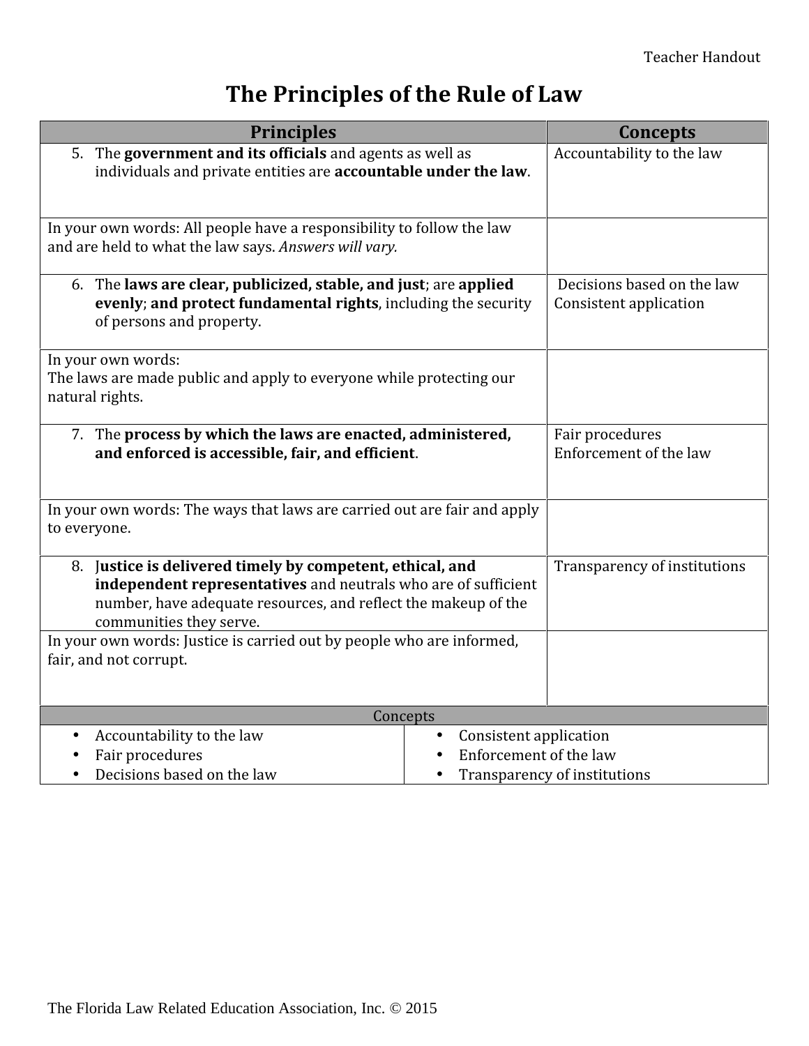Teacher Handout

# The Principles of the Rule of Law

| Principles | Concepts |
|---|---|
| 5. The **government and its officials** and agents as well as individuals and private entities are **accountable under the law**. | Accountability to the law |
| In your own words: All people have a responsibility to follow the law and are held to what the law says. *Answers will vary.* | |
| 6. The **laws are clear, publicized, stable, and just**; are **applied evenly**; **and protect fundamental rights**, including the security of persons and property. | Decisions based on the law<br>Consistent application |
| In your own words:<br>The laws are made public and apply to everyone while protecting our natural rights. | |
| 7. The **process by which the laws are enacted, administered, and enforced is accessible, fair, and efficient**. | Fair procedures<br>Enforcement of the law |
| In your own words: The ways that laws are carried out are fair and apply to everyone. | |
| 8. **Justice is delivered timely by competent, ethical, and independent representatives** and neutrals who are of sufficient number, have adequate resources, and reflect the makeup of the communities they serve. | Transparency of institutions |
| In your own words: Justice is carried out by people who are informed, fair, and not corrupt. | |

| Concepts | |
|---|---|
| • Accountability to the law | • Consistent application |
| • Fair procedures | • Enforcement of the law |
| • Decisions based on the law | • Transparency of institutions |

The Florida Law Related Education Association, Inc. © 2015